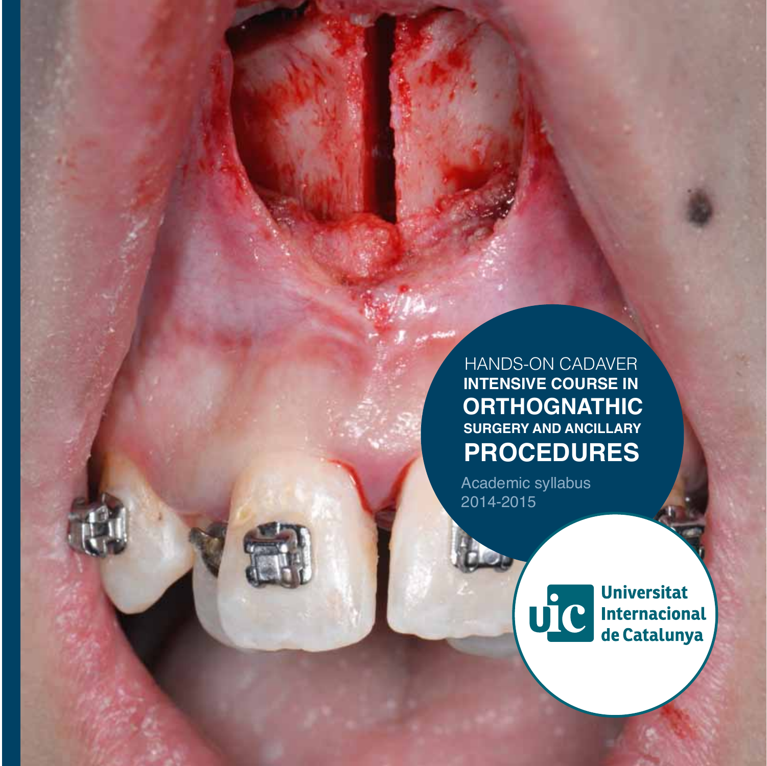HANDS-ON CADAVER

**INTENSIVE COURSE IN**

# ORTHOGNATHIC

**SURGERY AND ANCILLARY**

# PROCEDURES

Academic syllabus
2014-2015

Universitat Internacional de Catalunya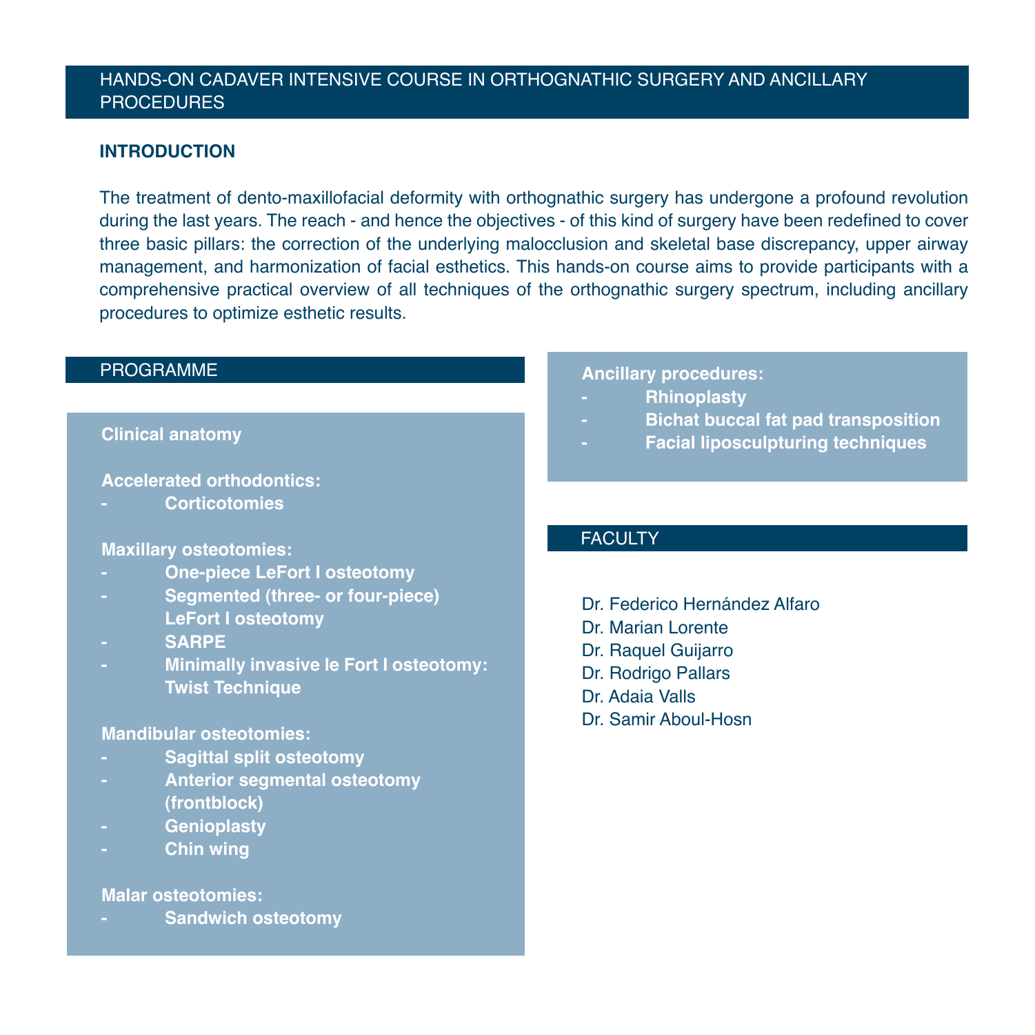# HANDS-ON CADAVER INTENSIVE COURSE IN ORTHOGNATHIC SURGERY AND ANCILLARY PROCEDURES

## INTRODUCTION

The treatment of dento-maxillofacial deformity with orthognathic surgery has undergone a profound revolution during the last years. The reach - and hence the objectives - of this kind of surgery have been redefined to cover three basic pillars: the correction of the underlying malocclusion and skeletal base discrepancy, upper airway management, and harmonization of facial esthetics. This hands-on course aims to provide participants with a comprehensive practical overview of all techniques of the orthognathic surgery spectrum, including ancillary procedures to optimize esthetic results.

## PROGRAMME

**Clinical anatomy**

**Accelerated orthodontics:**
- **Corticotomies**

**Maxillary osteotomies:**
- **One-piece LeFort I osteotomy**
- **Segmented (three- or four-piece) LeFort I osteotomy**
- **SARPE**
- **Minimally invasive le Fort I osteotomy: Twist Technique**

**Mandibular osteotomies:**
- **Sagittal split osteotomy**
- **Anterior segmental osteotomy (frontblock)**
- **Genioplasty**
- **Chin wing**

**Malar osteotomies:**
- **Sandwich osteotomy**

**Ancillary procedures:**
- **Rhinoplasty**
- **Bichat buccal fat pad transposition**
- **Facial liposculpturing techniques**

## FACULTY

Dr. Federico Hernández Alfaro  
Dr. Marian Lorente  
Dr. Raquel Guijarro  
Dr. Rodrigo Pallars  
Dr. Adaia Valls  
Dr. Samir Aboul-Hosn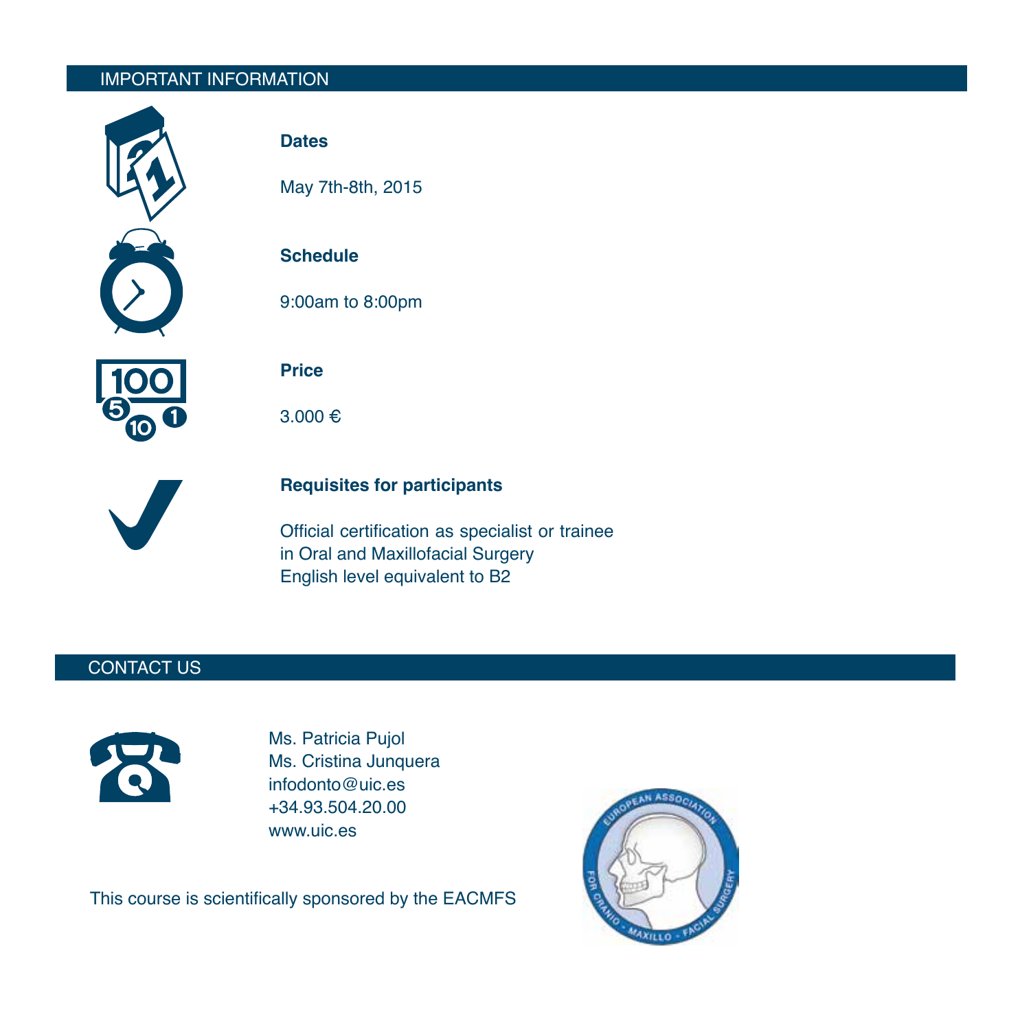## IMPORTANT INFORMATION

**Dates**

May 7th-8th, 2015

**Schedule**

9:00am to 8:00pm

**Price**

3.000 €

**Requisites for participants**

Official certification as specialist or trainee
in Oral and Maxillofacial Surgery
English level equivalent to B2

## CONTACT US

Ms. Patricia Pujol
Ms. Cristina Junquera
infodonto@uic.es
+34.93.504.20.00
www.uic.es

This course is scientifically sponsored by the EACMFS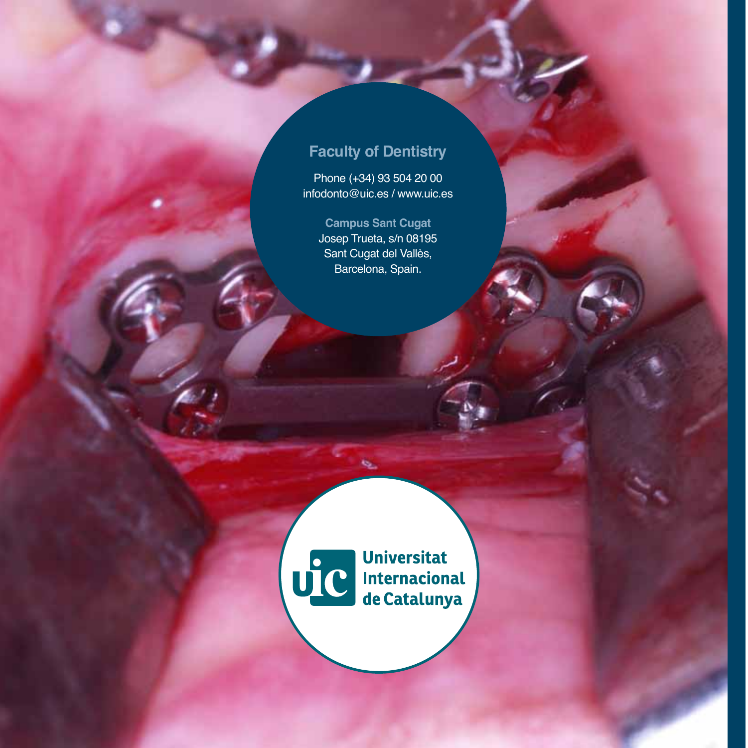## Faculty of Dentistry

Phone (+34) 93 504 20 00
infodonto@uic.es / www.uic.es

**Campus Sant Cugat**
Josep Trueta, s/n 08195
Sant Cugat del Vallès,
Barcelona, Spain.

Universitat Internacional de Catalunya